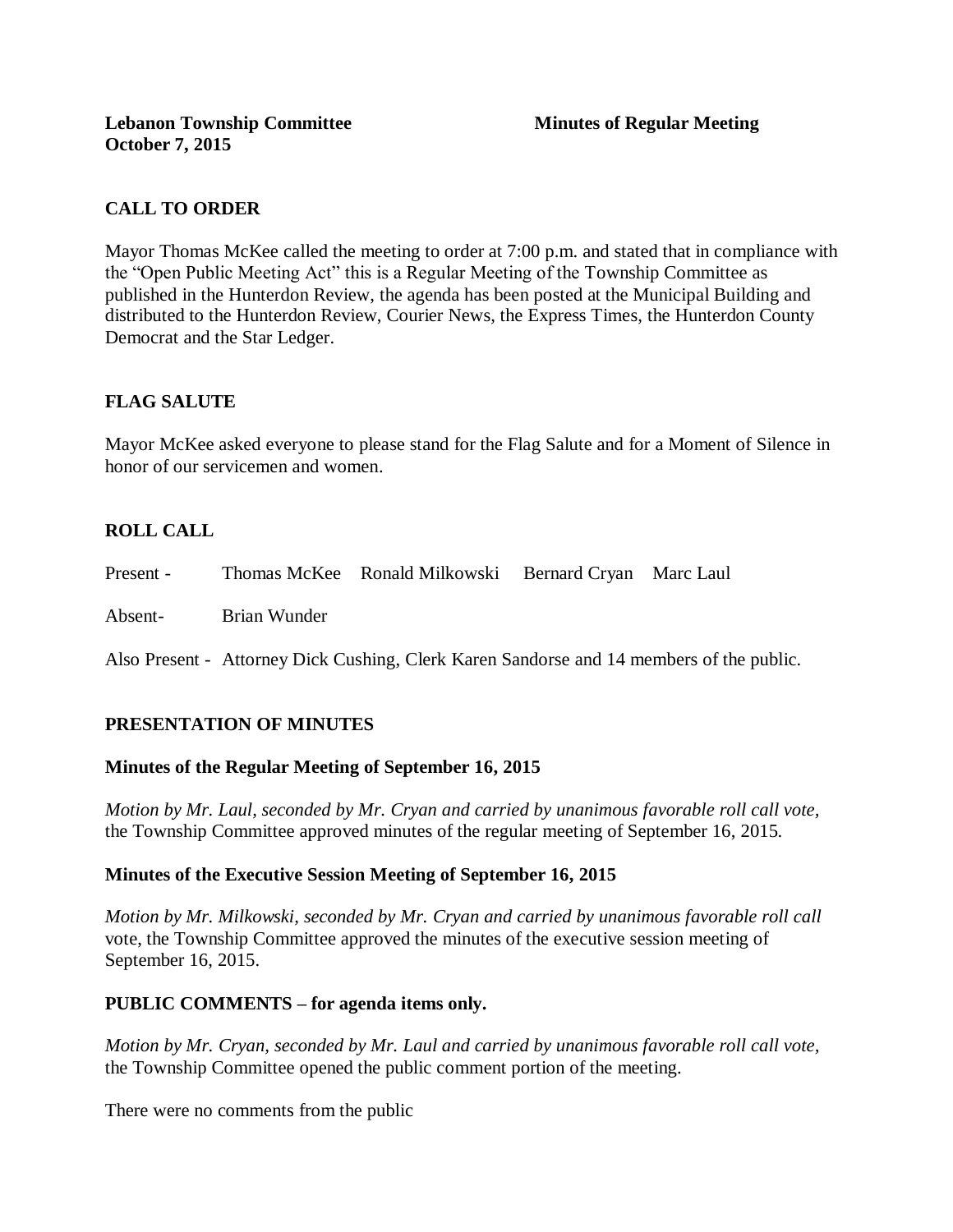**Lebanon Township Committee** **Minutes of Regular Meeting**
**October 7, 2015**

## CALL TO ORDER

Mayor Thomas McKee called the meeting to order at 7:00 p.m. and stated that in compliance with the "Open Public Meeting Act" this is a Regular Meeting of the Township Committee as published in the Hunterdon Review, the agenda has been posted at the Municipal Building and distributed to the Hunterdon Review, Courier News, the Express Times, the Hunterdon County Democrat and the Star Ledger.

## FLAG SALUTE

Mayor McKee asked everyone to please stand for the Flag Salute and for a Moment of Silence in honor of our servicemen and women.

## ROLL CALL

Present - Thomas McKee Ronald Milkowski Bernard Cryan Marc Laul

Absent- Brian Wunder

Also Present - Attorney Dick Cushing, Clerk Karen Sandorse and 14 members of the public.

## PRESENTATION OF MINUTES

### Minutes of the Regular Meeting of September 16, 2015

*Motion by Mr. Laul, seconded by Mr. Cryan and carried by unanimous favorable roll call vote,* the Township Committee approved minutes of the regular meeting of September 16, 2015.

### Minutes of the Executive Session Meeting of September 16, 2015

*Motion by Mr. Milkowski, seconded by Mr. Cryan and carried by unanimous favorable roll call* vote, the Township Committee approved the minutes of the executive session meeting of September 16, 2015.

### PUBLIC COMMENTS – for agenda items only.

*Motion by Mr. Cryan, seconded by Mr. Laul and carried by unanimous favorable roll call vote,* the Township Committee opened the public comment portion of the meeting.

There were no comments from the public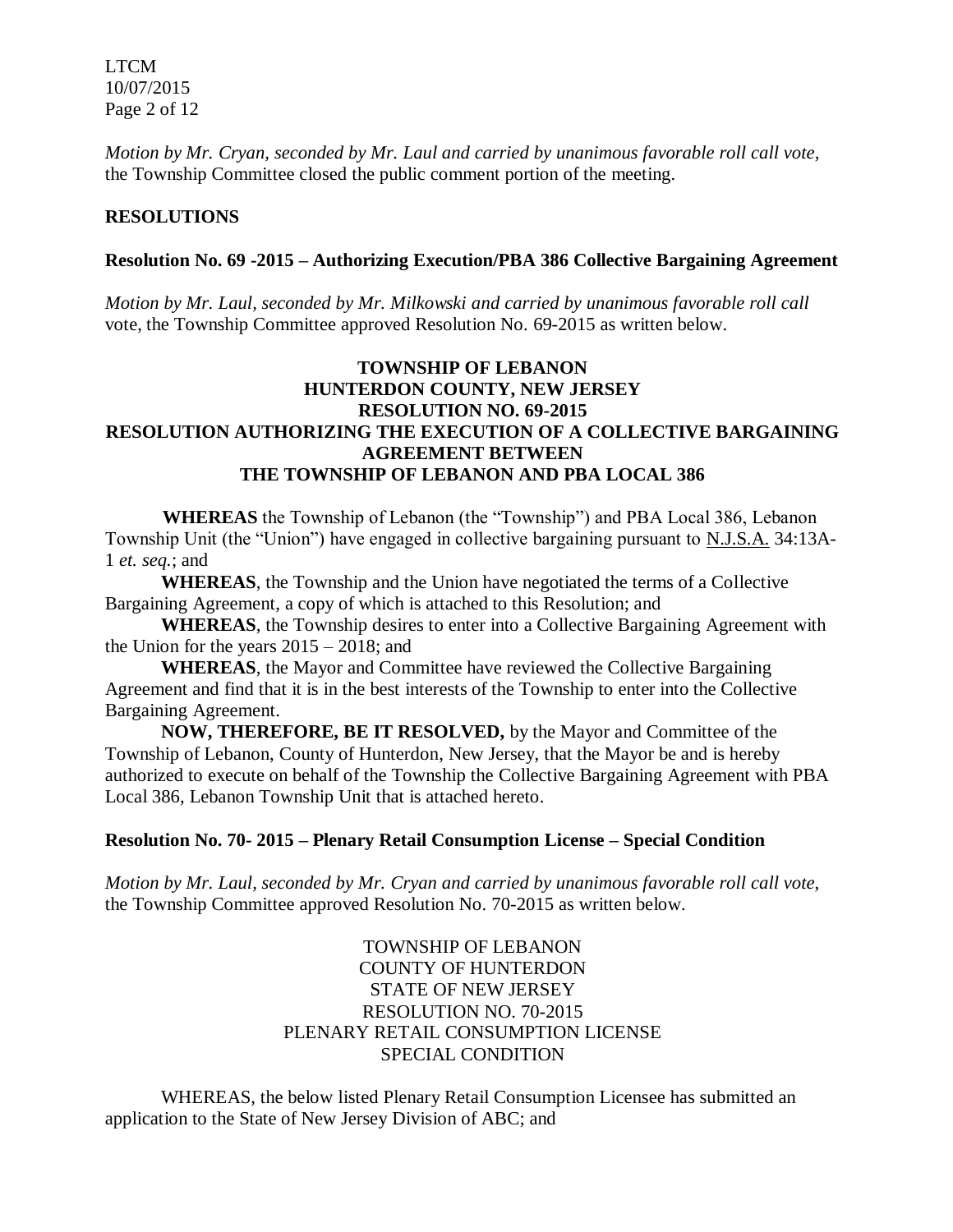*Motion by Mr. Cryan, seconded by Mr. Laul and carried by unanimous favorable roll call vote,* the Township Committee closed the public comment portion of the meeting.

## RESOLUTIONS

### Resolution No. 69 -2015 – Authorizing Execution/PBA 386 Collective Bargaining Agreement

*Motion by Mr. Laul, seconded by Mr. Milkowski and carried by unanimous favorable roll call* vote, the Township Committee approved Resolution No. 69-2015 as written below.

**TOWNSHIP OF LEBANON**
**HUNTERDON COUNTY, NEW JERSEY**
**RESOLUTION NO. 69-2015**
**RESOLUTION AUTHORIZING THE EXECUTION OF A COLLECTIVE BARGAINING AGREEMENT BETWEEN**
**THE TOWNSHIP OF LEBANON AND PBA LOCAL 386**

**WHEREAS** the Township of Lebanon (the "Township") and PBA Local 386, Lebanon Township Unit (the "Union") have engaged in collective bargaining pursuant to N.J.S.A. 34:13A-1 *et. seq.*; and

**WHEREAS**, the Township and the Union have negotiated the terms of a Collective Bargaining Agreement, a copy of which is attached to this Resolution; and

**WHEREAS**, the Township desires to enter into a Collective Bargaining Agreement with the Union for the years 2015 – 2018; and

**WHEREAS**, the Mayor and Committee have reviewed the Collective Bargaining Agreement and find that it is in the best interests of the Township to enter into the Collective Bargaining Agreement.

**NOW, THEREFORE, BE IT RESOLVED,** by the Mayor and Committee of the Township of Lebanon, County of Hunterdon, New Jersey, that the Mayor be and is hereby authorized to execute on behalf of the Township the Collective Bargaining Agreement with PBA Local 386, Lebanon Township Unit that is attached hereto.

### Resolution No. 70- 2015 – Plenary Retail Consumption License – Special Condition

*Motion by Mr. Laul, seconded by Mr. Cryan and carried by unanimous favorable roll call vote,* the Township Committee approved Resolution No. 70-2015 as written below.

TOWNSHIP OF LEBANON
COUNTY OF HUNTERDON
STATE OF NEW JERSEY
RESOLUTION NO. 70-2015
PLENARY RETAIL CONSUMPTION LICENSE
SPECIAL CONDITION

WHEREAS, the below listed Plenary Retail Consumption Licensee has submitted an application to the State of New Jersey Division of ABC; and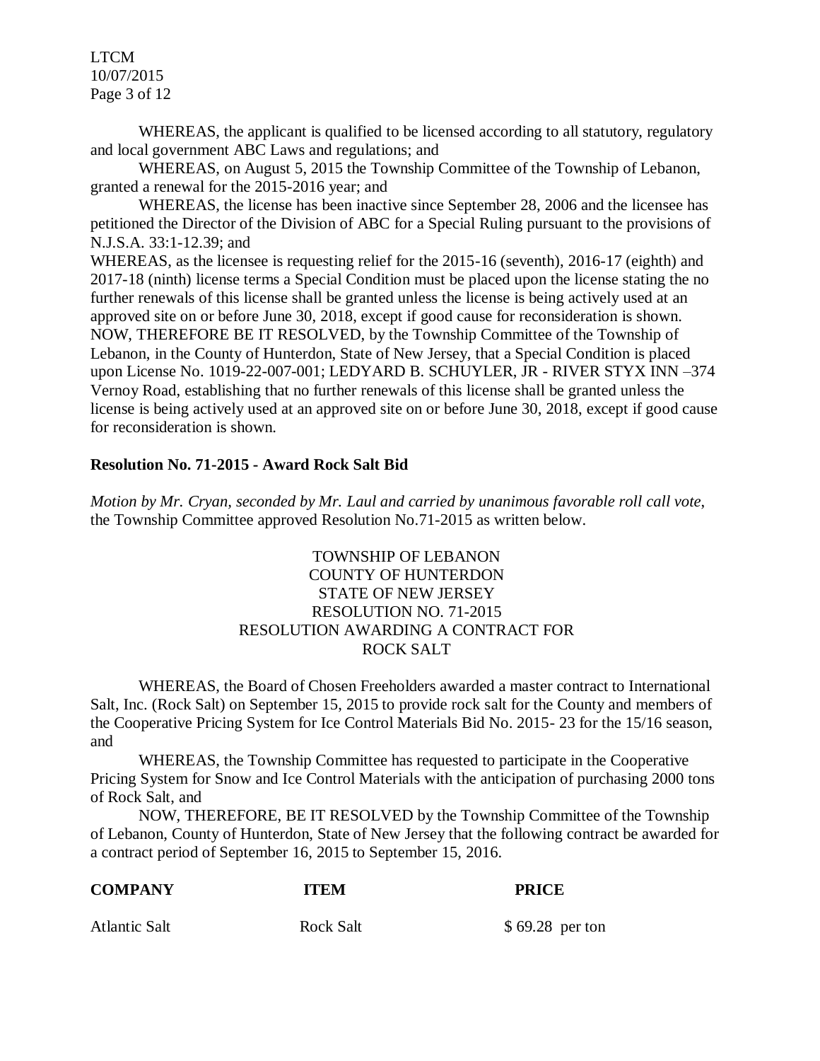WHEREAS, the applicant is qualified to be licensed according to all statutory, regulatory and local government ABC Laws and regulations; and

WHEREAS, on August 5, 2015 the Township Committee of the Township of Lebanon, granted a renewal for the 2015-2016 year; and

WHEREAS, the license has been inactive since September 28, 2006 and the licensee has petitioned the Director of the Division of ABC for a Special Ruling pursuant to the provisions of N.J.S.A. 33:1-12.39; and

WHEREAS, as the licensee is requesting relief for the 2015-16 (seventh), 2016-17 (eighth) and 2017-18 (ninth) license terms a Special Condition must be placed upon the license stating the no further renewals of this license shall be granted unless the license is being actively used at an approved site on or before June 30, 2018, except if good cause for reconsideration is shown.

NOW, THEREFORE BE IT RESOLVED, by the Township Committee of the Township of Lebanon, in the County of Hunterdon, State of New Jersey, that a Special Condition is placed upon License No. 1019-22-007-001; LEDYARD B. SCHUYLER, JR - RIVER STYX INN –374 Vernoy Road, establishing that no further renewals of this license shall be granted unless the license is being actively used at an approved site on or before June 30, 2018, except if good cause for reconsideration is shown.

**Resolution No. 71-2015 - Award Rock Salt Bid**

*Motion by Mr. Cryan, seconded by Mr. Laul and carried by unanimous favorable roll call vote*, the Township Committee approved Resolution No.71-2015 as written below.

TOWNSHIP OF LEBANON
COUNTY OF HUNTERDON
STATE OF NEW JERSEY
RESOLUTION NO. 71-2015
RESOLUTION AWARDING A CONTRACT FOR
ROCK SALT

WHEREAS, the Board of Chosen Freeholders awarded a master contract to International Salt, Inc. (Rock Salt) on September 15, 2015 to provide rock salt for the County and members of the Cooperative Pricing System for Ice Control Materials Bid No. 2015- 23 for the 15/16 season, and

WHEREAS, the Township Committee has requested to participate in the Cooperative Pricing System for Snow and Ice Control Materials with the anticipation of purchasing 2000 tons of Rock Salt, and

NOW, THEREFORE, BE IT RESOLVED by the Township Committee of the Township of Lebanon, County of Hunterdon, State of New Jersey that the following contract be awarded for a contract period of September 16, 2015 to September 15, 2016.

| COMPANY | ITEM | PRICE |
|---|---|---|
| Atlantic Salt | Rock Salt | $ 69.28 per ton |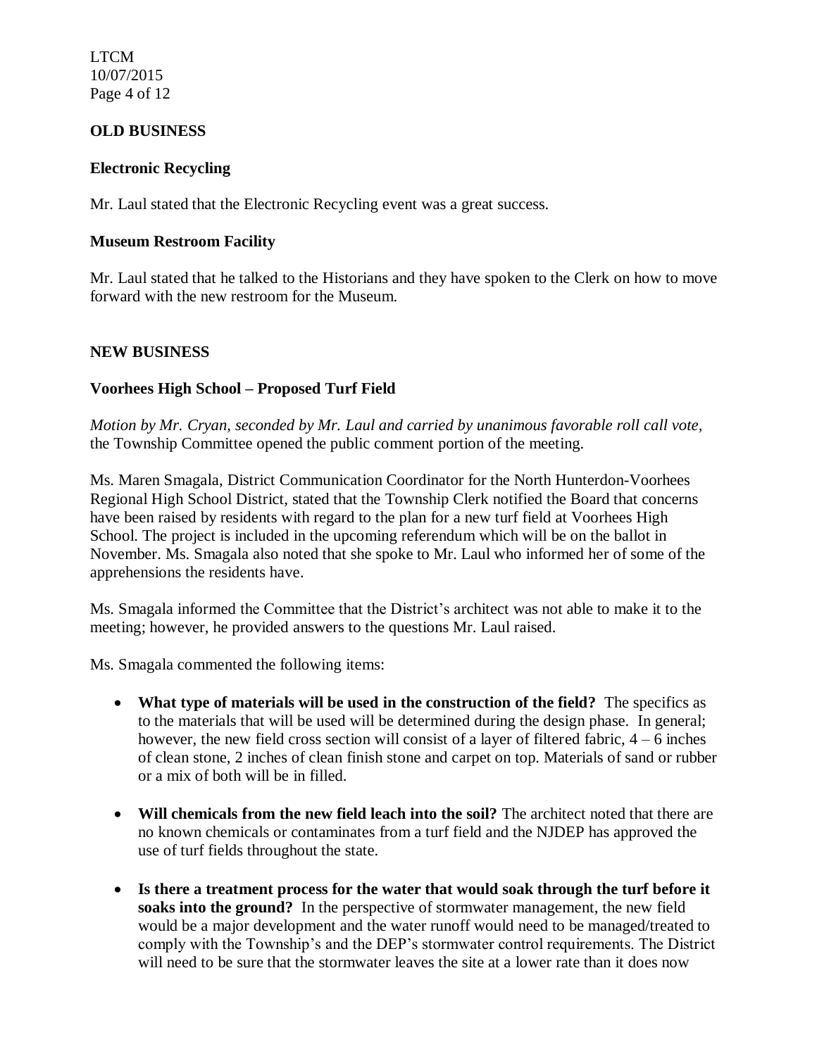## OLD BUSINESS

### Electronic Recycling

Mr. Laul stated that the Electronic Recycling event was a great success.

### Museum Restroom Facility

Mr. Laul stated that he talked to the Historians and they have spoken to the Clerk on how to move forward with the new restroom for the Museum.

## NEW BUSINESS

### Voorhees High School – Proposed Turf Field

*Motion by Mr. Cryan, seconded by Mr. Laul and carried by unanimous favorable roll call vote,* the Township Committee opened the public comment portion of the meeting.

Ms. Maren Smagala, District Communication Coordinator for the North Hunterdon-Voorhees Regional High School District, stated that the Township Clerk notified the Board that concerns have been raised by residents with regard to the plan for a new turf field at Voorhees High School. The project is included in the upcoming referendum which will be on the ballot in November. Ms. Smagala also noted that she spoke to Mr. Laul who informed her of some of the apprehensions the residents have.

Ms. Smagala informed the Committee that the District's architect was not able to make it to the meeting; however, he provided answers to the questions Mr. Laul raised.

Ms. Smagala commented the following items:

- **What type of materials will be used in the construction of the field?** The specifics as to the materials that will be used will be determined during the design phase. In general; however, the new field cross section will consist of a layer of filtered fabric, 4 – 6 inches of clean stone, 2 inches of clean finish stone and carpet on top. Materials of sand or rubber or a mix of both will be in filled.
- **Will chemicals from the new field leach into the soil?** The architect noted that there are no known chemicals or contaminates from a turf field and the NJDEP has approved the use of turf fields throughout the state.
- **Is there a treatment process for the water that would soak through the turf before it soaks into the ground?** In the perspective of stormwater management, the new field would be a major development and the water runoff would need to be managed/treated to comply with the Township's and the DEP's stormwater control requirements. The District will need to be sure that the stormwater leaves the site at a lower rate than it does now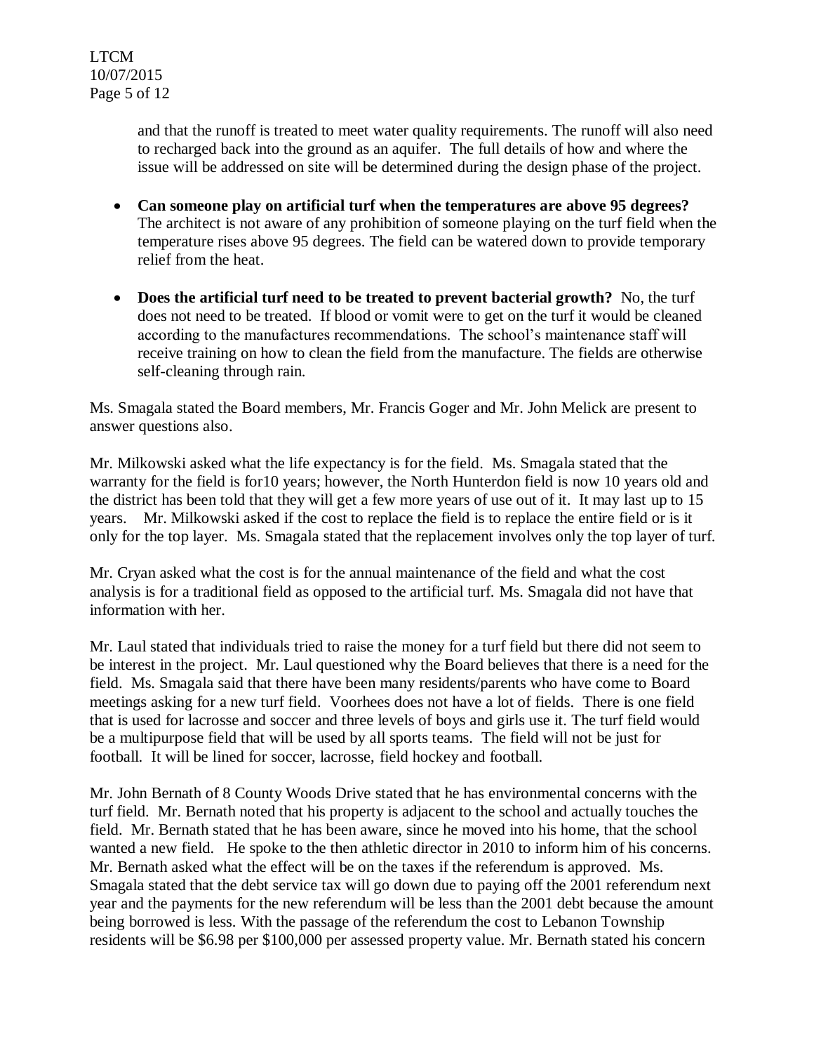and that the runoff is treated to meet water quality requirements. The runoff will also need to recharged back into the ground as an aquifer. The full details of how and where the issue will be addressed on site will be determined during the design phase of the project.

- **Can someone play on artificial turf when the temperatures are above 95 degrees?** The architect is not aware of any prohibition of someone playing on the turf field when the temperature rises above 95 degrees. The field can be watered down to provide temporary relief from the heat.

- **Does the artificial turf need to be treated to prevent bacterial growth?** No, the turf does not need to be treated. If blood or vomit were to get on the turf it would be cleaned according to the manufactures recommendations. The school's maintenance staff will receive training on how to clean the field from the manufacture. The fields are otherwise self-cleaning through rain.

Ms. Smagala stated the Board members, Mr. Francis Goger and Mr. John Melick are present to answer questions also.

Mr. Milkowski asked what the life expectancy is for the field. Ms. Smagala stated that the warranty for the field is for10 years; however, the North Hunterdon field is now 10 years old and the district has been told that they will get a few more years of use out of it. It may last up to 15 years. Mr. Milkowski asked if the cost to replace the field is to replace the entire field or is it only for the top layer. Ms. Smagala stated that the replacement involves only the top layer of turf.

Mr. Cryan asked what the cost is for the annual maintenance of the field and what the cost analysis is for a traditional field as opposed to the artificial turf. Ms. Smagala did not have that information with her.

Mr. Laul stated that individuals tried to raise the money for a turf field but there did not seem to be interest in the project. Mr. Laul questioned why the Board believes that there is a need for the field. Ms. Smagala said that there have been many residents/parents who have come to Board meetings asking for a new turf field. Voorhees does not have a lot of fields. There is one field that is used for lacrosse and soccer and three levels of boys and girls use it. The turf field would be a multipurpose field that will be used by all sports teams. The field will not be just for football. It will be lined for soccer, lacrosse, field hockey and football.

Mr. John Bernath of 8 County Woods Drive stated that he has environmental concerns with the turf field. Mr. Bernath noted that his property is adjacent to the school and actually touches the field. Mr. Bernath stated that he has been aware, since he moved into his home, that the school wanted a new field. He spoke to the then athletic director in 2010 to inform him of his concerns. Mr. Bernath asked what the effect will be on the taxes if the referendum is approved. Ms. Smagala stated that the debt service tax will go down due to paying off the 2001 referendum next year and the payments for the new referendum will be less than the 2001 debt because the amount being borrowed is less. With the passage of the referendum the cost to Lebanon Township residents will be $6.98 per $100,000 per assessed property value. Mr. Bernath stated his concern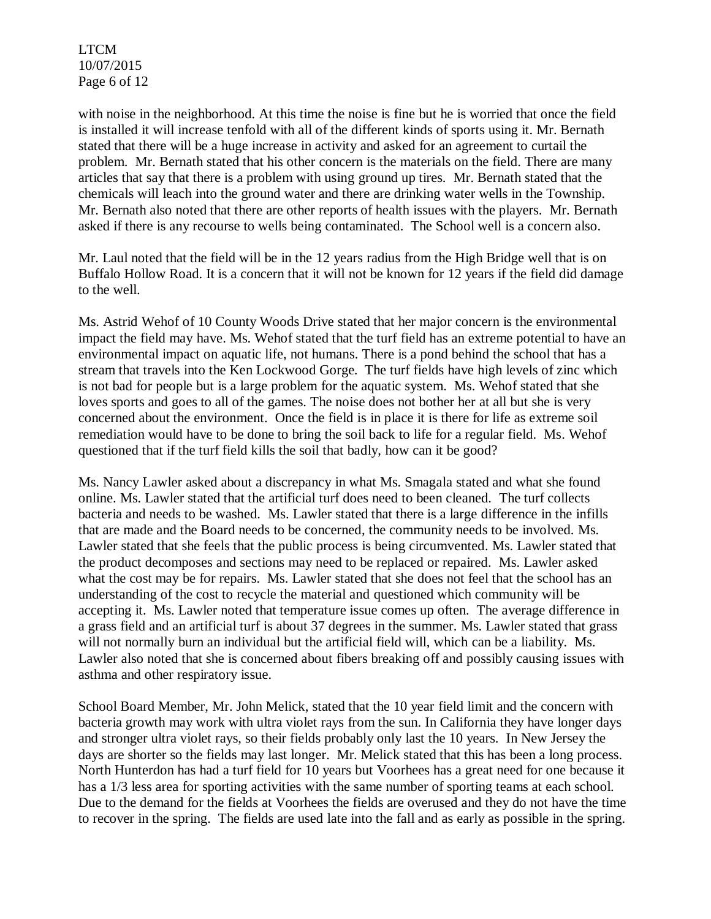with noise in the neighborhood. At this time the noise is fine but he is worried that once the field is installed it will increase tenfold with all of the different kinds of sports using it. Mr. Bernath stated that there will be a huge increase in activity and asked for an agreement to curtail the problem. Mr. Bernath stated that his other concern is the materials on the field. There are many articles that say that there is a problem with using ground up tires. Mr. Bernath stated that the chemicals will leach into the ground water and there are drinking water wells in the Township. Mr. Bernath also noted that there are other reports of health issues with the players. Mr. Bernath asked if there is any recourse to wells being contaminated. The School well is a concern also.

Mr. Laul noted that the field will be in the 12 years radius from the High Bridge well that is on Buffalo Hollow Road. It is a concern that it will not be known for 12 years if the field did damage to the well.

Ms. Astrid Wehof of 10 County Woods Drive stated that her major concern is the environmental impact the field may have. Ms. Wehof stated that the turf field has an extreme potential to have an environmental impact on aquatic life, not humans. There is a pond behind the school that has a stream that travels into the Ken Lockwood Gorge. The turf fields have high levels of zinc which is not bad for people but is a large problem for the aquatic system. Ms. Wehof stated that she loves sports and goes to all of the games. The noise does not bother her at all but she is very concerned about the environment. Once the field is in place it is there for life as extreme soil remediation would have to be done to bring the soil back to life for a regular field. Ms. Wehof questioned that if the turf field kills the soil that badly, how can it be good?

Ms. Nancy Lawler asked about a discrepancy in what Ms. Smagala stated and what she found online. Ms. Lawler stated that the artificial turf does need to been cleaned. The turf collects bacteria and needs to be washed. Ms. Lawler stated that there is a large difference in the infills that are made and the Board needs to be concerned, the community needs to be involved. Ms. Lawler stated that she feels that the public process is being circumvented. Ms. Lawler stated that the product decomposes and sections may need to be replaced or repaired. Ms. Lawler asked what the cost may be for repairs. Ms. Lawler stated that she does not feel that the school has an understanding of the cost to recycle the material and questioned which community will be accepting it. Ms. Lawler noted that temperature issue comes up often. The average difference in a grass field and an artificial turf is about 37 degrees in the summer. Ms. Lawler stated that grass will not normally burn an individual but the artificial field will, which can be a liability. Ms. Lawler also noted that she is concerned about fibers breaking off and possibly causing issues with asthma and other respiratory issue.

School Board Member, Mr. John Melick, stated that the 10 year field limit and the concern with bacteria growth may work with ultra violet rays from the sun. In California they have longer days and stronger ultra violet rays, so their fields probably only last the 10 years. In New Jersey the days are shorter so the fields may last longer. Mr. Melick stated that this has been a long process. North Hunterdon has had a turf field for 10 years but Voorhees has a great need for one because it has a 1/3 less area for sporting activities with the same number of sporting teams at each school. Due to the demand for the fields at Voorhees the fields are overused and they do not have the time to recover in the spring. The fields are used late into the fall and as early as possible in the spring.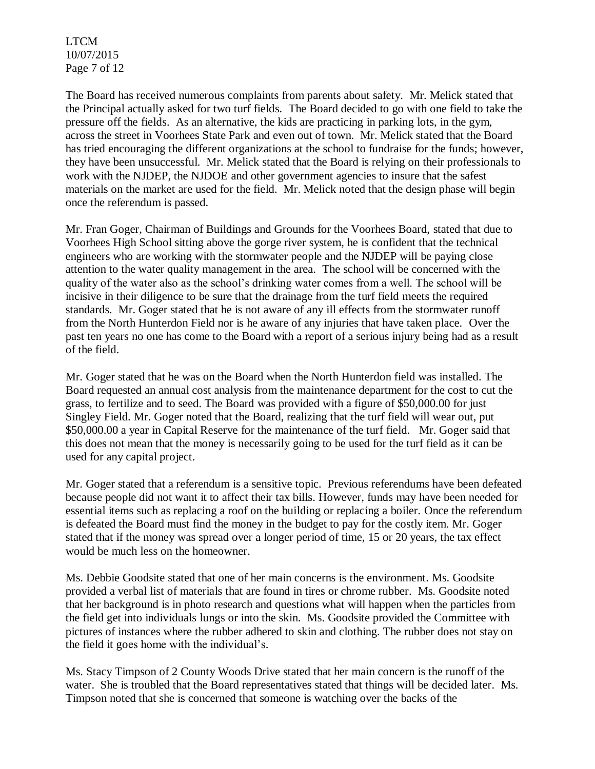The Board has received numerous complaints from parents about safety. Mr. Melick stated that the Principal actually asked for two turf fields. The Board decided to go with one field to take the pressure off the fields. As an alternative, the kids are practicing in parking lots, in the gym, across the street in Voorhees State Park and even out of town. Mr. Melick stated that the Board has tried encouraging the different organizations at the school to fundraise for the funds; however, they have been unsuccessful. Mr. Melick stated that the Board is relying on their professionals to work with the NJDEP, the NJDOE and other government agencies to insure that the safest materials on the market are used for the field. Mr. Melick noted that the design phase will begin once the referendum is passed.

Mr. Fran Goger, Chairman of Buildings and Grounds for the Voorhees Board, stated that due to Voorhees High School sitting above the gorge river system, he is confident that the technical engineers who are working with the stormwater people and the NJDEP will be paying close attention to the water quality management in the area. The school will be concerned with the quality of the water also as the school's drinking water comes from a well. The school will be incisive in their diligence to be sure that the drainage from the turf field meets the required standards. Mr. Goger stated that he is not aware of any ill effects from the stormwater runoff from the North Hunterdon Field nor is he aware of any injuries that have taken place. Over the past ten years no one has come to the Board with a report of a serious injury being had as a result of the field.

Mr. Goger stated that he was on the Board when the North Hunterdon field was installed. The Board requested an annual cost analysis from the maintenance department for the cost to cut the grass, to fertilize and to seed. The Board was provided with a figure of $50,000.00 for just Singley Field. Mr. Goger noted that the Board, realizing that the turf field will wear out, put $50,000.00 a year in Capital Reserve for the maintenance of the turf field. Mr. Goger said that this does not mean that the money is necessarily going to be used for the turf field as it can be used for any capital project.

Mr. Goger stated that a referendum is a sensitive topic. Previous referendums have been defeated because people did not want it to affect their tax bills. However, funds may have been needed for essential items such as replacing a roof on the building or replacing a boiler. Once the referendum is defeated the Board must find the money in the budget to pay for the costly item. Mr. Goger stated that if the money was spread over a longer period of time, 15 or 20 years, the tax effect would be much less on the homeowner.

Ms. Debbie Goodsite stated that one of her main concerns is the environment. Ms. Goodsite provided a verbal list of materials that are found in tires or chrome rubber. Ms. Goodsite noted that her background is in photo research and questions what will happen when the particles from the field get into individuals lungs or into the skin. Ms. Goodsite provided the Committee with pictures of instances where the rubber adhered to skin and clothing. The rubber does not stay on the field it goes home with the individual's.

Ms. Stacy Timpson of 2 County Woods Drive stated that her main concern is the runoff of the water. She is troubled that the Board representatives stated that things will be decided later. Ms. Timpson noted that she is concerned that someone is watching over the backs of the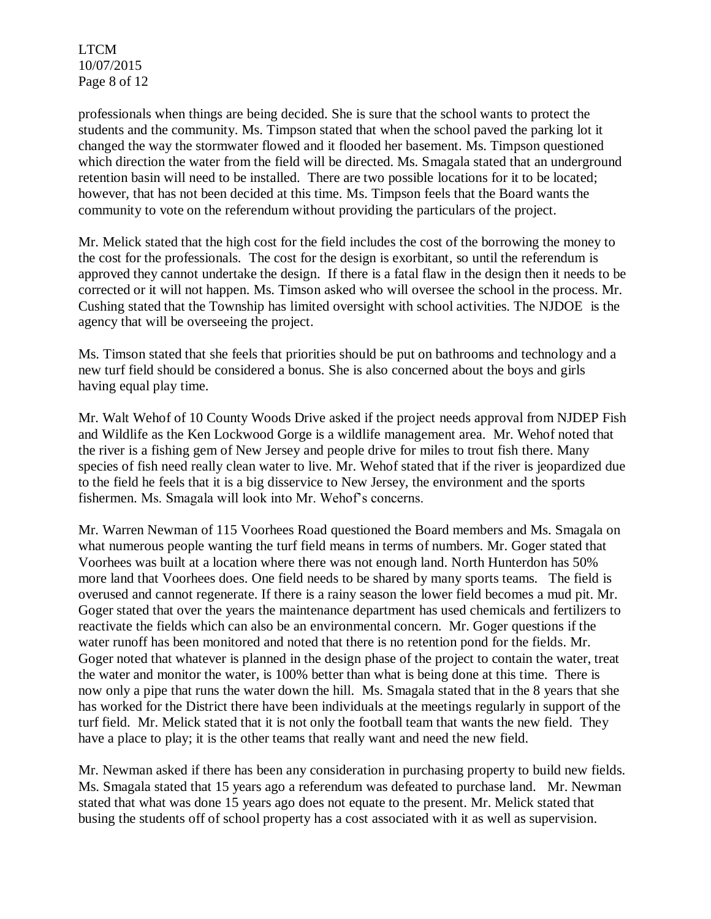professionals when things are being decided. She is sure that the school wants to protect the students and the community. Ms. Timpson stated that when the school paved the parking lot it changed the way the stormwater flowed and it flooded her basement. Ms. Timpson questioned which direction the water from the field will be directed. Ms. Smagala stated that an underground retention basin will need to be installed. There are two possible locations for it to be located; however, that has not been decided at this time. Ms. Timpson feels that the Board wants the community to vote on the referendum without providing the particulars of the project.

Mr. Melick stated that the high cost for the field includes the cost of the borrowing the money to the cost for the professionals. The cost for the design is exorbitant, so until the referendum is approved they cannot undertake the design. If there is a fatal flaw in the design then it needs to be corrected or it will not happen. Ms. Timson asked who will oversee the school in the process. Mr. Cushing stated that the Township has limited oversight with school activities. The NJDOE is the agency that will be overseeing the project.

Ms. Timson stated that she feels that priorities should be put on bathrooms and technology and a new turf field should be considered a bonus. She is also concerned about the boys and girls having equal play time.

Mr. Walt Wehof of 10 County Woods Drive asked if the project needs approval from NJDEP Fish and Wildlife as the Ken Lockwood Gorge is a wildlife management area. Mr. Wehof noted that the river is a fishing gem of New Jersey and people drive for miles to trout fish there. Many species of fish need really clean water to live. Mr. Wehof stated that if the river is jeopardized due to the field he feels that it is a big disservice to New Jersey, the environment and the sports fishermen. Ms. Smagala will look into Mr. Wehof's concerns.

Mr. Warren Newman of 115 Voorhees Road questioned the Board members and Ms. Smagala on what numerous people wanting the turf field means in terms of numbers. Mr. Goger stated that Voorhees was built at a location where there was not enough land. North Hunterdon has 50% more land that Voorhees does. One field needs to be shared by many sports teams. The field is overused and cannot regenerate. If there is a rainy season the lower field becomes a mud pit. Mr. Goger stated that over the years the maintenance department has used chemicals and fertilizers to reactivate the fields which can also be an environmental concern. Mr. Goger questions if the water runoff has been monitored and noted that there is no retention pond for the fields. Mr. Goger noted that whatever is planned in the design phase of the project to contain the water, treat the water and monitor the water, is 100% better than what is being done at this time. There is now only a pipe that runs the water down the hill. Ms. Smagala stated that in the 8 years that she has worked for the District there have been individuals at the meetings regularly in support of the turf field. Mr. Melick stated that it is not only the football team that wants the new field. They have a place to play; it is the other teams that really want and need the new field.

Mr. Newman asked if there has been any consideration in purchasing property to build new fields. Ms. Smagala stated that 15 years ago a referendum was defeated to purchase land. Mr. Newman stated that what was done 15 years ago does not equate to the present. Mr. Melick stated that busing the students off of school property has a cost associated with it as well as supervision.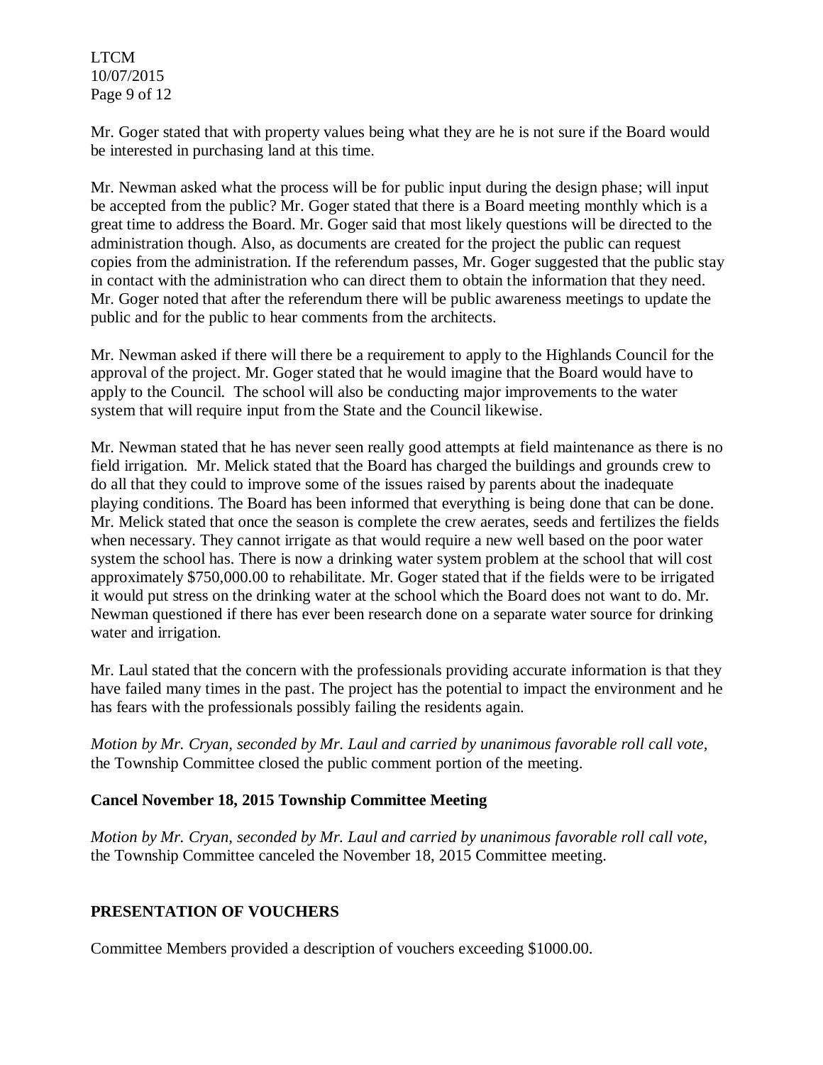Mr. Goger stated that with property values being what they are he is not sure if the Board would be interested in purchasing land at this time.

Mr. Newman asked what the process will be for public input during the design phase; will input be accepted from the public? Mr. Goger stated that there is a Board meeting monthly which is a great time to address the Board. Mr. Goger said that most likely questions will be directed to the administration though. Also, as documents are created for the project the public can request copies from the administration. If the referendum passes, Mr. Goger suggested that the public stay in contact with the administration who can direct them to obtain the information that they need. Mr. Goger noted that after the referendum there will be public awareness meetings to update the public and for the public to hear comments from the architects.

Mr. Newman asked if there will there be a requirement to apply to the Highlands Council for the approval of the project. Mr. Goger stated that he would imagine that the Board would have to apply to the Council. The school will also be conducting major improvements to the water system that will require input from the State and the Council likewise.

Mr. Newman stated that he has never seen really good attempts at field maintenance as there is no field irrigation. Mr. Melick stated that the Board has charged the buildings and grounds crew to do all that they could to improve some of the issues raised by parents about the inadequate playing conditions. The Board has been informed that everything is being done that can be done. Mr. Melick stated that once the season is complete the crew aerates, seeds and fertilizes the fields when necessary. They cannot irrigate as that would require a new well based on the poor water system the school has. There is now a drinking water system problem at the school that will cost approximately $750,000.00 to rehabilitate. Mr. Goger stated that if the fields were to be irrigated it would put stress on the drinking water at the school which the Board does not want to do. Mr. Newman questioned if there has ever been research done on a separate water source for drinking water and irrigation.

Mr. Laul stated that the concern with the professionals providing accurate information is that they have failed many times in the past. The project has the potential to impact the environment and he has fears with the professionals possibly failing the residents again.

*Motion by Mr. Cryan, seconded by Mr. Laul and carried by unanimous favorable roll call vote,* the Township Committee closed the public comment portion of the meeting.

**Cancel November 18, 2015 Township Committee Meeting**

*Motion by Mr. Cryan, seconded by Mr. Laul and carried by unanimous favorable roll call vote,* the Township Committee canceled the November 18, 2015 Committee meeting.

**PRESENTATION OF VOUCHERS**

Committee Members provided a description of vouchers exceeding $1000.00.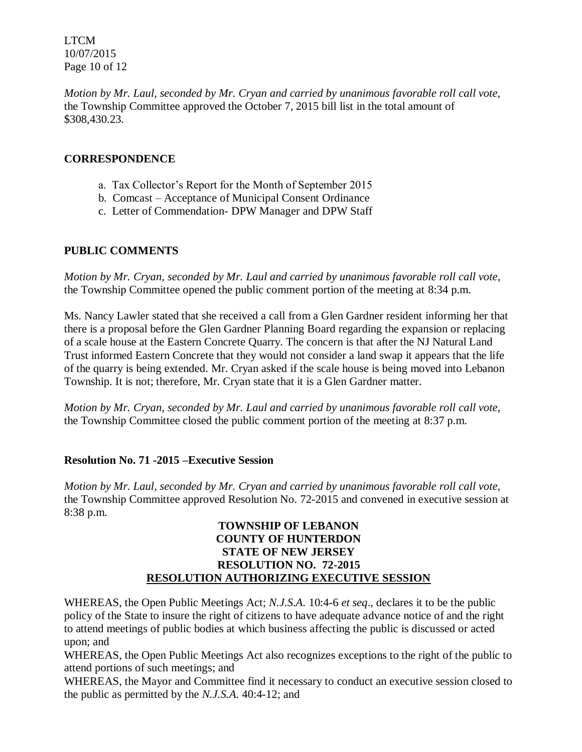*Motion by Mr. Laul, seconded by Mr. Cryan and carried by unanimous favorable roll call vote,* the Township Committee approved the October 7, 2015 bill list in the total amount of $308,430.23.

## CORRESPONDENCE

a. Tax Collector's Report for the Month of September 2015
b. Comcast – Acceptance of Municipal Consent Ordinance
c. Letter of Commendation- DPW Manager and DPW Staff

## PUBLIC COMMENTS

*Motion by Mr. Cryan, seconded by Mr. Laul and carried by unanimous favorable roll call vote,* the Township Committee opened the public comment portion of the meeting at 8:34 p.m.

Ms. Nancy Lawler stated that she received a call from a Glen Gardner resident informing her that there is a proposal before the Glen Gardner Planning Board regarding the expansion or replacing of a scale house at the Eastern Concrete Quarry. The concern is that after the NJ Natural Land Trust informed Eastern Concrete that they would not consider a land swap it appears that the life of the quarry is being extended. Mr. Cryan asked if the scale house is being moved into Lebanon Township. It is not; therefore, Mr. Cryan state that it is a Glen Gardner matter.

*Motion by Mr. Cryan, seconded by Mr. Laul and carried by unanimous favorable roll call vote,* the Township Committee closed the public comment portion of the meeting at 8:37 p.m.

## Resolution No. 71 -2015 –Executive Session

*Motion by Mr. Laul, seconded by Mr. Cryan and carried by unanimous favorable roll call vote,* the Township Committee approved Resolution No. 72-2015 and convened in executive session at 8:38 p.m.

**TOWNSHIP OF LEBANON**
**COUNTY OF HUNTERDON**
**STATE OF NEW JERSEY**
**RESOLUTION NO. 72-2015**
**RESOLUTION AUTHORIZING EXECUTIVE SESSION**

WHEREAS, the Open Public Meetings Act; *N.J.S.A.* 10:4-6 *et seq*., declares it to be the public policy of the State to insure the right of citizens to have adequate advance notice of and the right to attend meetings of public bodies at which business affecting the public is discussed or acted upon; and

WHEREAS, the Open Public Meetings Act also recognizes exceptions to the right of the public to attend portions of such meetings; and

WHEREAS, the Mayor and Committee find it necessary to conduct an executive session closed to the public as permitted by the *N.J.S.A.* 40:4-12; and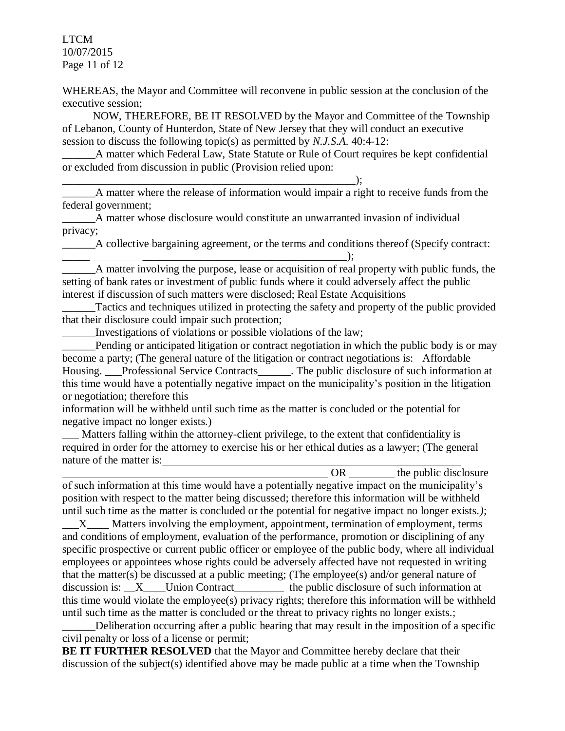WHEREAS, the Mayor and Committee will reconvene in public session at the conclusion of the executive session;

NOW, THEREFORE, BE IT RESOLVED by the Mayor and Committee of the Township of Lebanon, County of Hunterdon, State of New Jersey that they will conduct an executive session to discuss the following topic(s) as permitted by *N.J.S.A.* 40:4-12:

______A matter which Federal Law, State Statute or Rule of Court requires be kept confidential or excluded from discussion in public (Provision relied upon: _______________________________________________________);

______A matter where the release of information would impair a right to receive funds from the federal government;

______A matter whose disclosure would constitute an unwarranted invasion of individual privacy;

______A collective bargaining agreement, or the terms and conditions thereof (Specify contract: ______________________________________________________);

______A matter involving the purpose, lease or acquisition of real property with public funds, the setting of bank rates or investment of public funds where it could adversely affect the public interest if discussion of such matters were disclosed; Real Estate Acquisitions

______Tactics and techniques utilized in protecting the safety and property of the public provided that their disclosure could impair such protection;

______Investigations of violations or possible violations of the law;

______Pending or anticipated litigation or contract negotiation in which the public body is or may become a party; (The general nature of the litigation or contract negotiations is: Affordable Housing. ___Professional Service Contracts______. The public disclosure of such information at this time would have a potentially negative impact on the municipality's position in the litigation or negotiation; therefore this information will be withheld until such time as the matter is concluded or the potential for negative impact no longer exists.)

___ Matters falling within the attorney-client privilege, to the extent that confidentiality is required in order for the attorney to exercise his or her ethical duties as a lawyer; (The general nature of the matter is: __________________________________________________ OR ________ the public disclosure of such information at this time would have a potentially negative impact on the municipality's position with respect to the matter being discussed; therefore this information will be withheld until such time as the matter is concluded or the potential for negative impact no longer exists.*)*;

___X____ Matters involving the employment, appointment, termination of employment, terms and conditions of employment, evaluation of the performance, promotion or disciplining of any specific prospective or current public officer or employee of the public body, where all individual employees or appointees whose rights could be adversely affected have not requested in writing that the matter(s) be discussed at a public meeting; (The employee(s) and/or general nature of discussion is: __X____Union Contract_________ the public disclosure of such information at this time would violate the employee(s) privacy rights; therefore this information will be withheld until such time as the matter is concluded or the threat to privacy rights no longer exists.;

______Deliberation occurring after a public hearing that may result in the imposition of a specific civil penalty or loss of a license or permit;

**BE IT FURTHER RESOLVED** that the Mayor and Committee hereby declare that their discussion of the subject(s) identified above may be made public at a time when the Township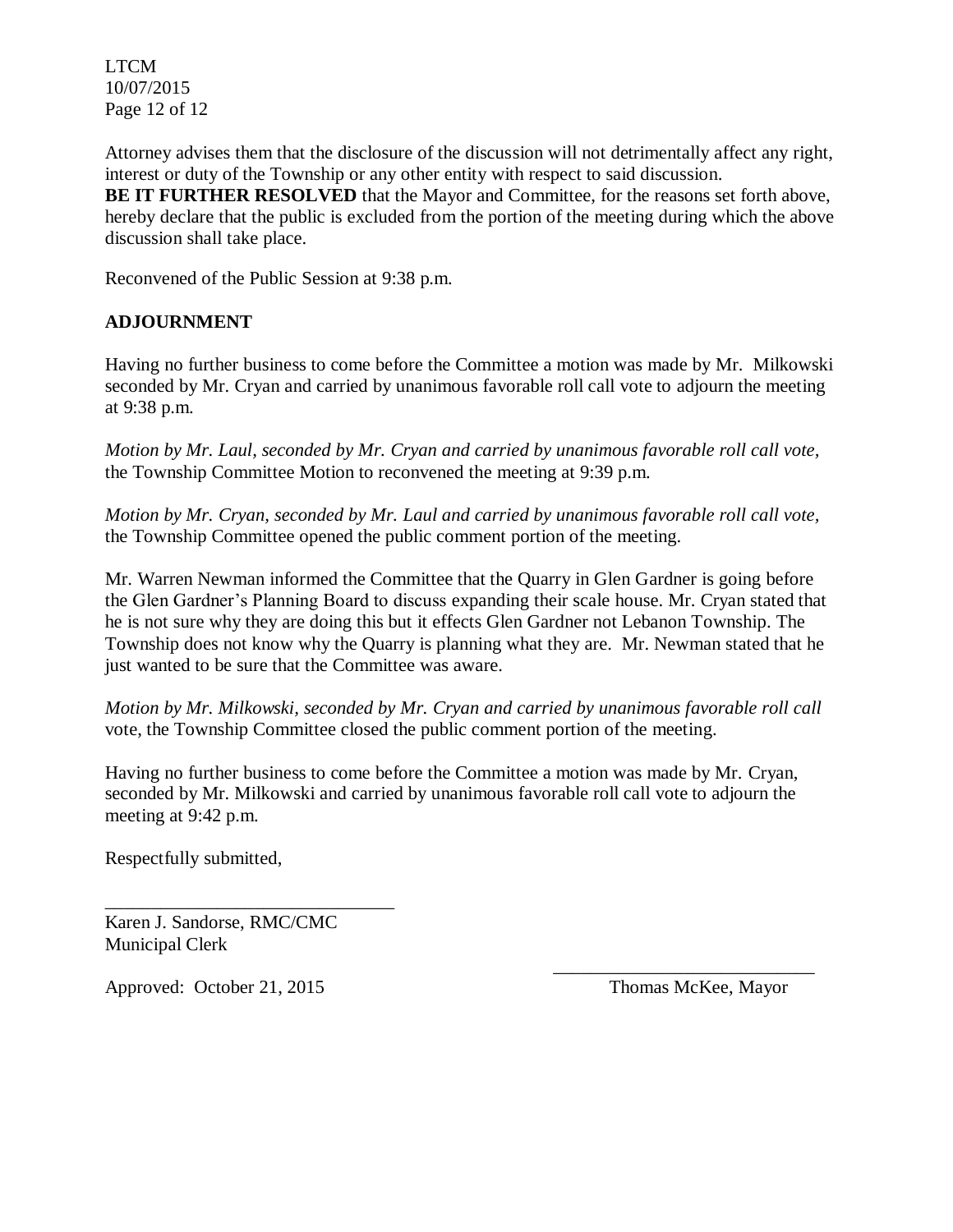Attorney advises them that the disclosure of the discussion will not detrimentally affect any right, interest or duty of the Township or any other entity with respect to said discussion.
**BE IT FURTHER RESOLVED** that the Mayor and Committee, for the reasons set forth above, hereby declare that the public is excluded from the portion of the meeting during which the above discussion shall take place.

Reconvened of the Public Session at 9:38 p.m.

**ADJOURNMENT**

Having no further business to come before the Committee a motion was made by Mr. Milkowski seconded by Mr. Cryan and carried by unanimous favorable roll call vote to adjourn the meeting at 9:38 p.m.

*Motion by Mr. Laul, seconded by Mr. Cryan and carried by unanimous favorable roll call vote,* the Township Committee Motion to reconvened the meeting at 9:39 p.m.

*Motion by Mr. Cryan, seconded by Mr. Laul and carried by unanimous favorable roll call vote,* the Township Committee opened the public comment portion of the meeting.

Mr. Warren Newman informed the Committee that the Quarry in Glen Gardner is going before the Glen Gardner's Planning Board to discuss expanding their scale house. Mr. Cryan stated that he is not sure why they are doing this but it effects Glen Gardner not Lebanon Township. The Township does not know why the Quarry is planning what they are. Mr. Newman stated that he just wanted to be sure that the Committee was aware.

*Motion by Mr. Milkowski, seconded by Mr. Cryan and carried by unanimous favorable roll call* vote, the Township Committee closed the public comment portion of the meeting.

Having no further business to come before the Committee a motion was made by Mr. Cryan, seconded by Mr. Milkowski and carried by unanimous favorable roll call vote to adjourn the meeting at 9:42 p.m.

Respectfully submitted,

\_\_\_\_\_\_\_\_\_\_\_\_\_\_\_\_\_\_\_\_\_\_\_\_\_\_\_\_\_\_\_\_
Karen J. Sandorse, RMC/CMC
Municipal Clerk

\_\_\_\_\_\_\_\_\_\_\_\_\_\_\_\_\_\_\_\_\_\_\_\_\_\_\_\_\_\_\_\_
Thomas McKee, Mayor

Approved: October 21, 2015